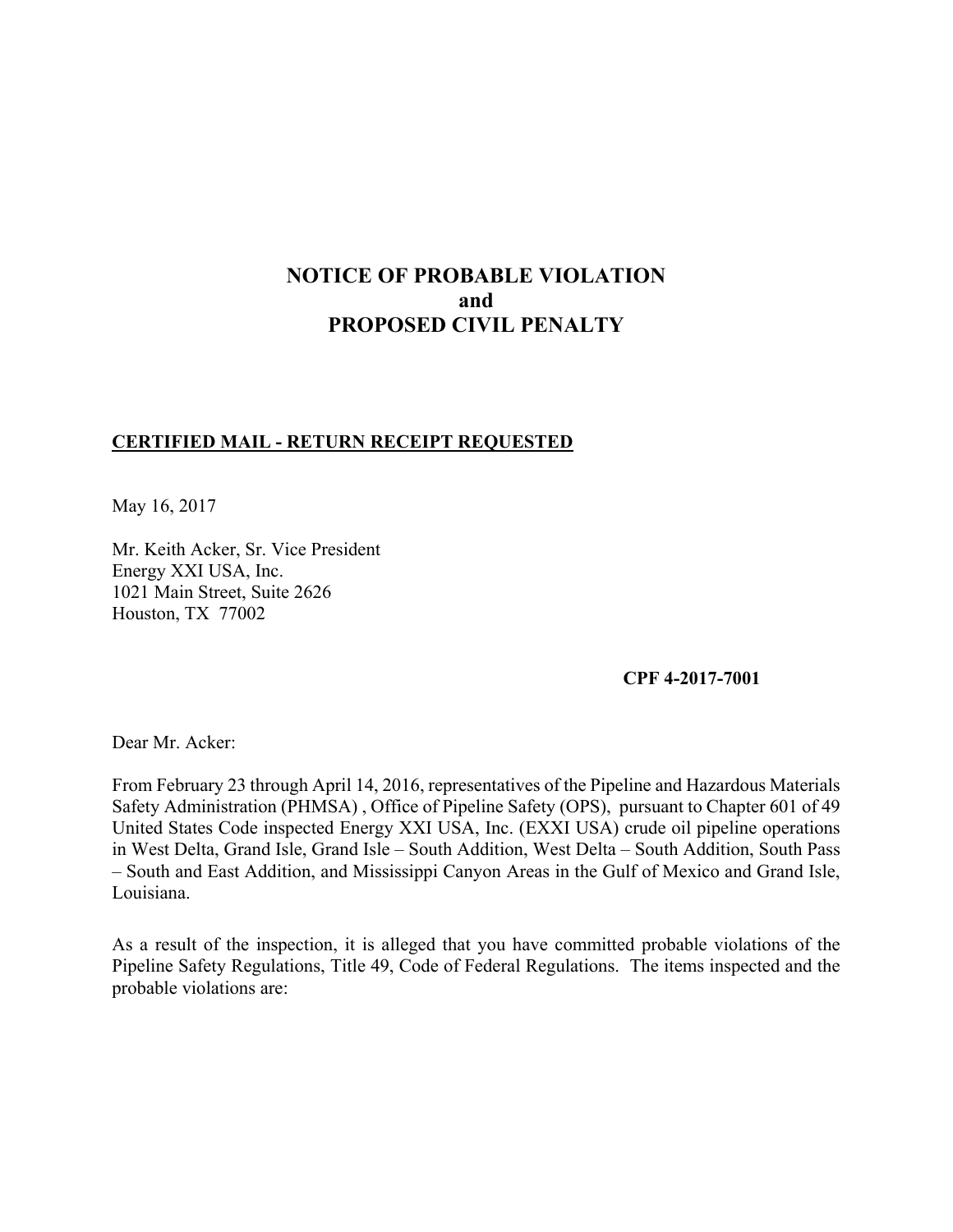# NOTICE OF PROBABLE VIOLATION
# and
# PROPOSED CIVIL PENALTY

**CERTIFIED MAIL - RETURN RECEIPT REQUESTED**

May 16, 2017

Mr. Keith Acker, Sr. Vice President
Energy XXI USA, Inc.
1021 Main Street, Suite 2626
Houston, TX 77002

**CPF 4-2017-7001**

Dear Mr. Acker:

From February 23 through April 14, 2016, representatives of the Pipeline and Hazardous Materials Safety Administration (PHMSA) , Office of Pipeline Safety (OPS), pursuant to Chapter 601 of 49 United States Code inspected Energy XXI USA, Inc. (EXXI USA) crude oil pipeline operations in West Delta, Grand Isle, Grand Isle – South Addition, West Delta – South Addition, South Pass – South and East Addition, and Mississippi Canyon Areas in the Gulf of Mexico and Grand Isle, Louisiana.

As a result of the inspection, it is alleged that you have committed probable violations of the Pipeline Safety Regulations, Title 49, Code of Federal Regulations. The items inspected and the probable violations are: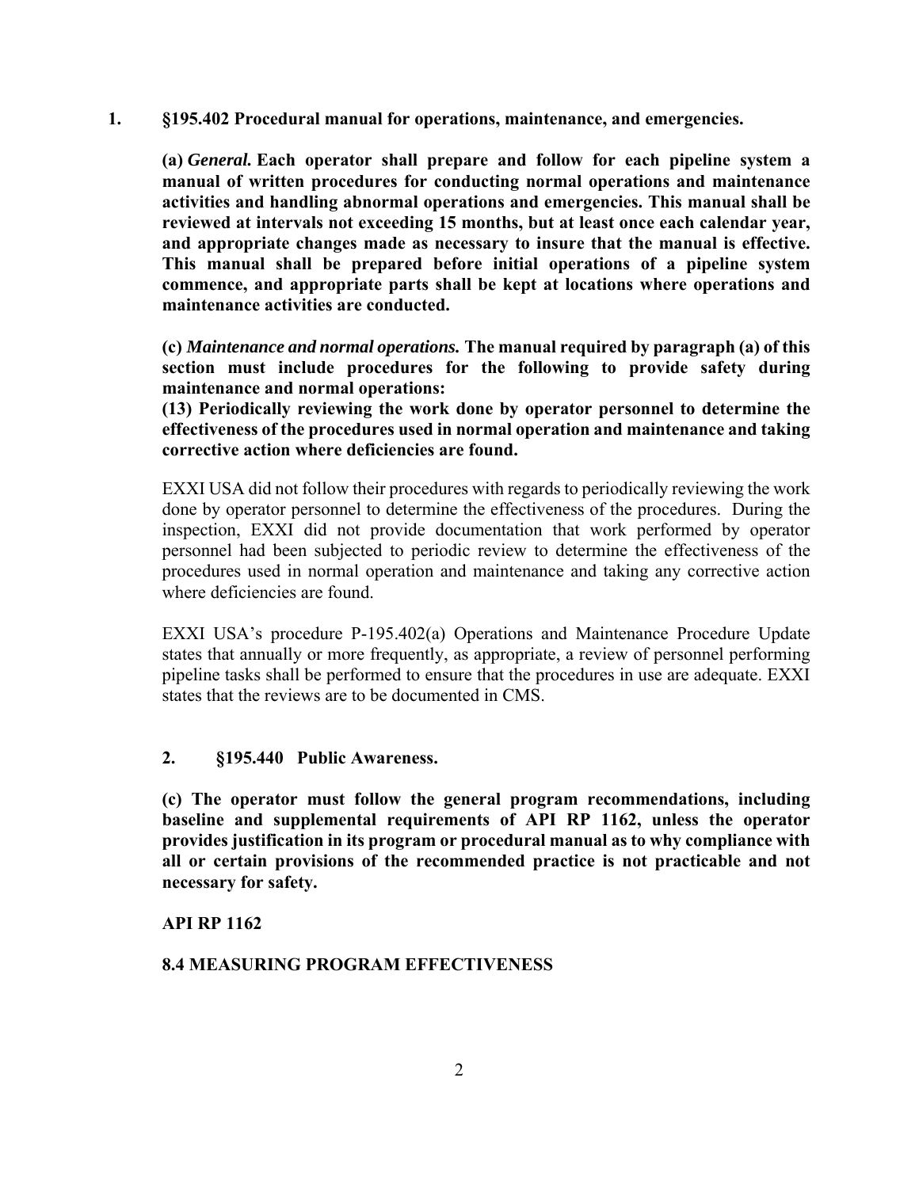**1. §195.402 Procedural manual for operations, maintenance, and emergencies.**

**(a)** ***General.*** **Each operator shall prepare and follow for each pipeline system a manual of written procedures for conducting normal operations and maintenance activities and handling abnormal operations and emergencies. This manual shall be reviewed at intervals not exceeding 15 months, but at least once each calendar year, and appropriate changes made as necessary to insure that the manual is effective. This manual shall be prepared before initial operations of a pipeline system commence, and appropriate parts shall be kept at locations where operations and maintenance activities are conducted.**

**(c)** ***Maintenance and normal operations.*** **The manual required by paragraph (a) of this section must include procedures for the following to provide safety during maintenance and normal operations:**
**(13) Periodically reviewing the work done by operator personnel to determine the effectiveness of the procedures used in normal operation and maintenance and taking corrective action where deficiencies are found.**

EXXI USA did not follow their procedures with regards to periodically reviewing the work done by operator personnel to determine the effectiveness of the procedures. During the inspection, EXXI did not provide documentation that work performed by operator personnel had been subjected to periodic review to determine the effectiveness of the procedures used in normal operation and maintenance and taking any corrective action where deficiencies are found.

EXXI USA's procedure P-195.402(a) Operations and Maintenance Procedure Update states that annually or more frequently, as appropriate, a review of personnel performing pipeline tasks shall be performed to ensure that the procedures in use are adequate. EXXI states that the reviews are to be documented in CMS.

**2. §195.440 Public Awareness.**

**(c) The operator must follow the general program recommendations, including baseline and supplemental requirements of API RP 1162, unless the operator provides justification in its program or procedural manual as to why compliance with all or certain provisions of the recommended practice is not practicable and not necessary for safety.**

**API RP 1162**

**8.4 MEASURING PROGRAM EFFECTIVENESS**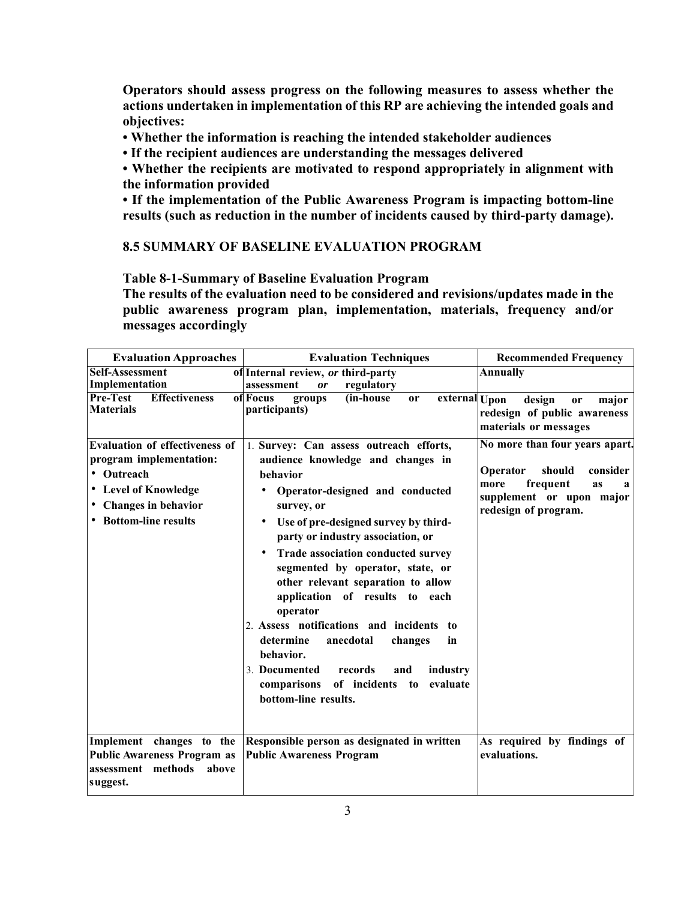**Operators should assess progress on the following measures to assess whether the actions undertaken in implementation of this RP are achieving the intended goals and objectives:**

- **Whether the information is reaching the intended stakeholder audiences**
- **If the recipient audiences are understanding the messages delivered**
- **Whether the recipients are motivated to respond appropriately in alignment with the information provided**
- **If the implementation of the Public Awareness Program is impacting bottom-line results (such as reduction in the number of incidents caused by third-party damage).**

## 8.5 SUMMARY OF BASELINE EVALUATION PROGRAM

**Table 8-1-Summary of Baseline Evaluation Program**

**The results of the evaluation need to be considered and revisions/updates made in the public awareness program plan, implementation, materials, frequency and/or messages accordingly**

| Evaluation Approaches | Evaluation Techniques | Recommended Frequency |
|---|---|---|
| **Self-Assessment of Implementation** | **Internal review, *or* third-party assessment *or* regulatory** | **Annually** |
| **Pre-Test Effectiveness of Materials** | **Focus groups (in-house or external participants)** | **Upon design or major redesign of public awareness materials or messages** |
| **Evaluation of effectiveness of program implementation:**<br>• **Outreach**<br>• **Level of Knowledge**<br>• **Changes in behavior**<br>• **Bottom-line results** | 1. **Survey: Can assess outreach efforts, audience knowledge and changes in behavior**<br>• **Operator-designed and conducted survey, or**<br>• **Use of pre-designed survey by third-party or industry association, or**<br>• **Trade association conducted survey segmented by operator, state, or other relevant separation to allow application of results to each operator**<br>2. **Assess notifications and incidents to determine anecdotal changes in behavior.**<br>3. **Documented records and industry comparisons of incidents to evaluate bottom-line results.** | **No more than four years apart.**<br><br>**Operator should consider more frequent as a supplement or upon major redesign of program.** |
| **Implement changes to the Public Awareness Program as assessment methods above suggest.** | **Responsible person as designated in written Public Awareness Program** | **As required by findings of evaluations.** |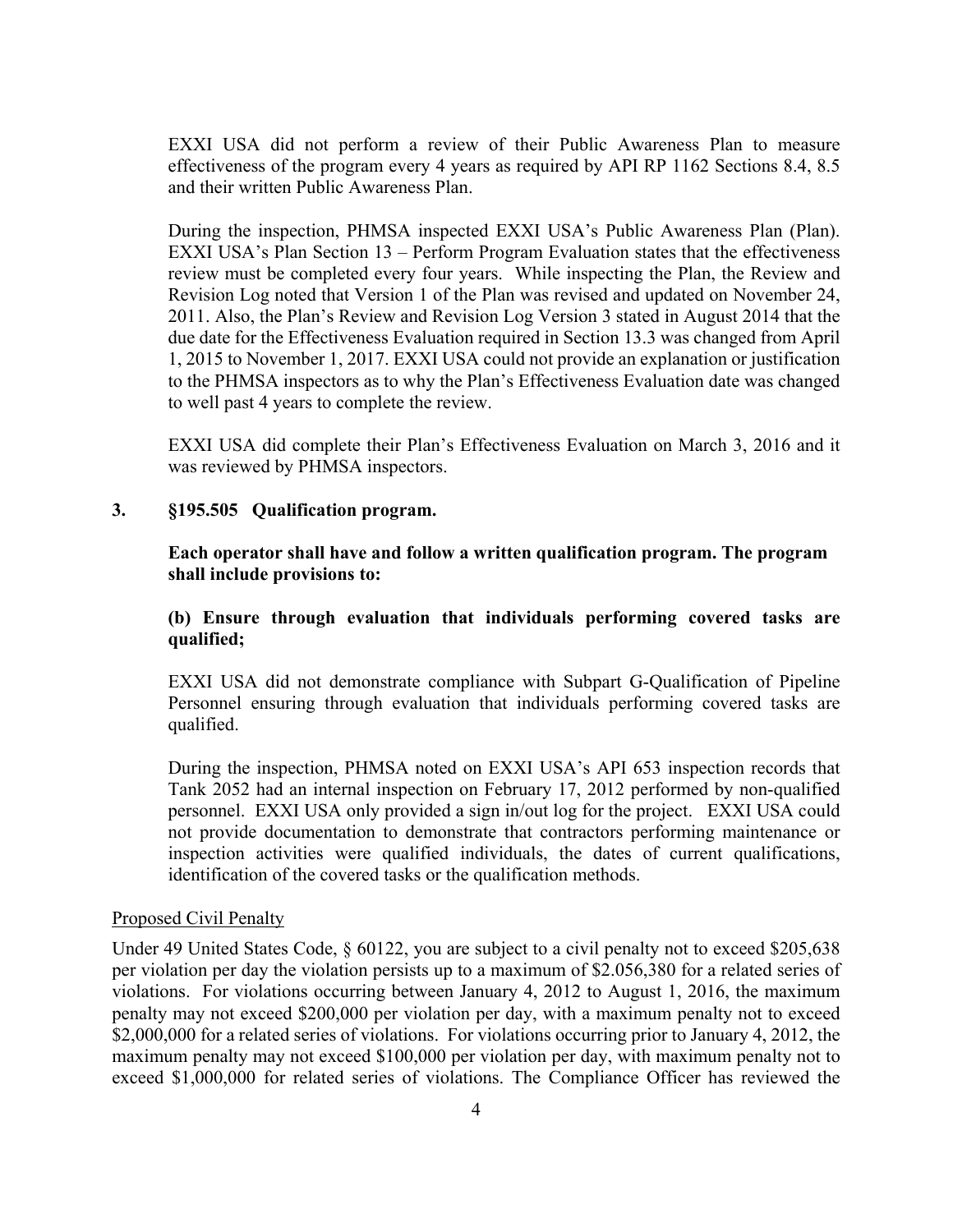EXXI USA did not perform a review of their Public Awareness Plan to measure effectiveness of the program every 4 years as required by API RP 1162 Sections 8.4, 8.5 and their written Public Awareness Plan.

During the inspection, PHMSA inspected EXXI USA's Public Awareness Plan (Plan). EXXI USA's Plan Section 13 – Perform Program Evaluation states that the effectiveness review must be completed every four years. While inspecting the Plan, the Review and Revision Log noted that Version 1 of the Plan was revised and updated on November 24, 2011. Also, the Plan's Review and Revision Log Version 3 stated in August 2014 that the due date for the Effectiveness Evaluation required in Section 13.3 was changed from April 1, 2015 to November 1, 2017. EXXI USA could not provide an explanation or justification to the PHMSA inspectors as to why the Plan's Effectiveness Evaluation date was changed to well past 4 years to complete the review.

EXXI USA did complete their Plan's Effectiveness Evaluation on March 3, 2016 and it was reviewed by PHMSA inspectors.

**3. §195.505 Qualification program.**

**Each operator shall have and follow a written qualification program. The program shall include provisions to:**

**(b) Ensure through evaluation that individuals performing covered tasks are qualified;**

EXXI USA did not demonstrate compliance with Subpart G-Qualification of Pipeline Personnel ensuring through evaluation that individuals performing covered tasks are qualified.

During the inspection, PHMSA noted on EXXI USA's API 653 inspection records that Tank 2052 had an internal inspection on February 17, 2012 performed by non-qualified personnel. EXXI USA only provided a sign in/out log for the project. EXXI USA could not provide documentation to demonstrate that contractors performing maintenance or inspection activities were qualified individuals, the dates of current qualifications, identification of the covered tasks or the qualification methods.

Proposed Civil Penalty

Under 49 United States Code, § 60122, you are subject to a civil penalty not to exceed $205,638 per violation per day the violation persists up to a maximum of $2.056,380 for a related series of violations. For violations occurring between January 4, 2012 to August 1, 2016, the maximum penalty may not exceed $200,000 per violation per day, with a maximum penalty not to exceed $2,000,000 for a related series of violations. For violations occurring prior to January 4, 2012, the maximum penalty may not exceed $100,000 per violation per day, with maximum penalty not to exceed $1,000,000 for related series of violations. The Compliance Officer has reviewed the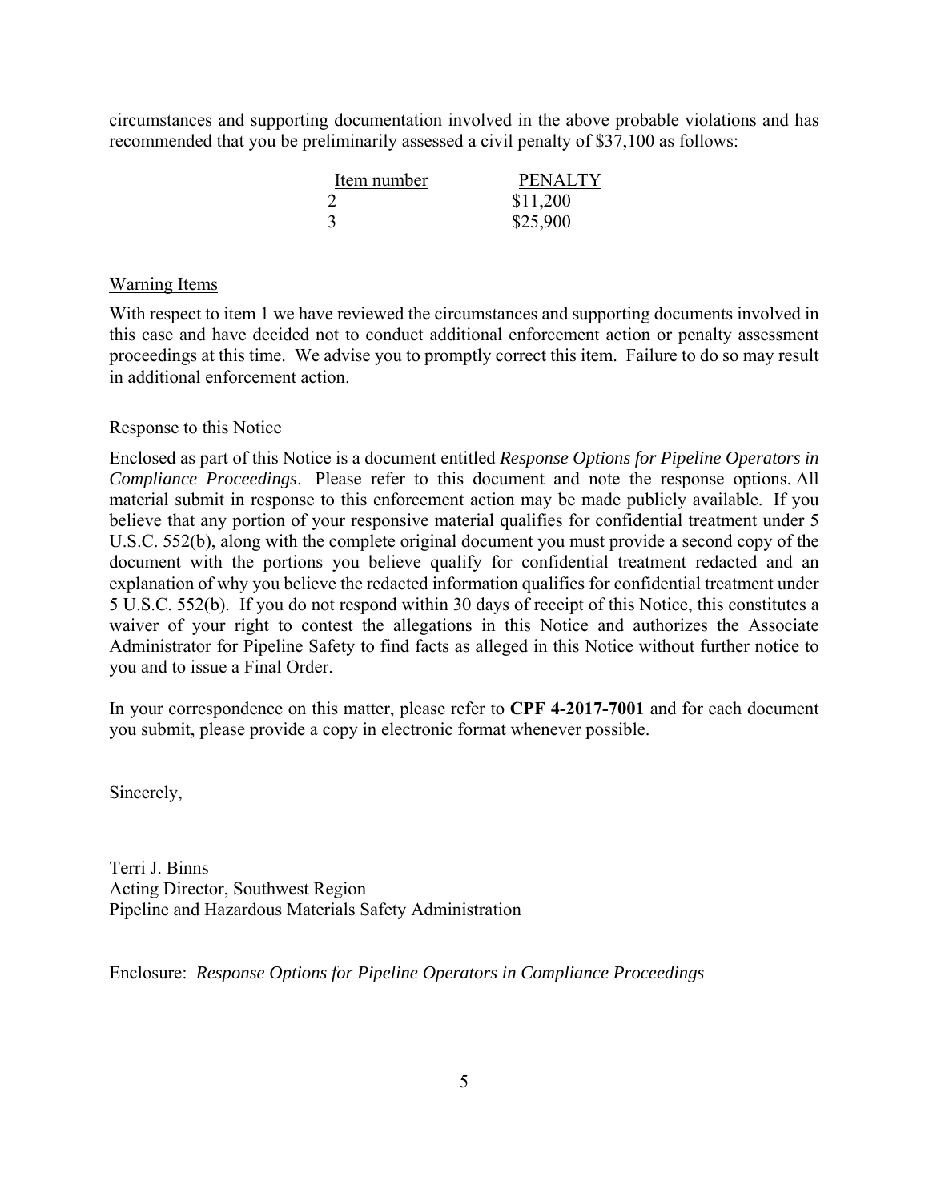circumstances and supporting documentation involved in the above probable violations and has recommended that you be preliminarily assessed a civil penalty of $37,100 as follows:

| Item number | PENALTY |
|---|---|
| 2 | $11,200 |
| 3 | $25,900 |

Warning Items

With respect to item 1 we have reviewed the circumstances and supporting documents involved in this case and have decided not to conduct additional enforcement action or penalty assessment proceedings at this time. We advise you to promptly correct this item. Failure to do so may result in additional enforcement action.

Response to this Notice

Enclosed as part of this Notice is a document entitled *Response Options for Pipeline Operators in Compliance Proceedings*. Please refer to this document and note the response options. All material submit in response to this enforcement action may be made publicly available. If you believe that any portion of your responsive material qualifies for confidential treatment under 5 U.S.C. 552(b), along with the complete original document you must provide a second copy of the document with the portions you believe qualify for confidential treatment redacted and an explanation of why you believe the redacted information qualifies for confidential treatment under 5 U.S.C. 552(b). If you do not respond within 30 days of receipt of this Notice, this constitutes a waiver of your right to contest the allegations in this Notice and authorizes the Associate Administrator for Pipeline Safety to find facts as alleged in this Notice without further notice to you and to issue a Final Order.

In your correspondence on this matter, please refer to **CPF 4-2017-7001** and for each document you submit, please provide a copy in electronic format whenever possible.

Sincerely,

Terri J. Binns
Acting Director, Southwest Region
Pipeline and Hazardous Materials Safety Administration

Enclosure: *Response Options for Pipeline Operators in Compliance Proceedings*